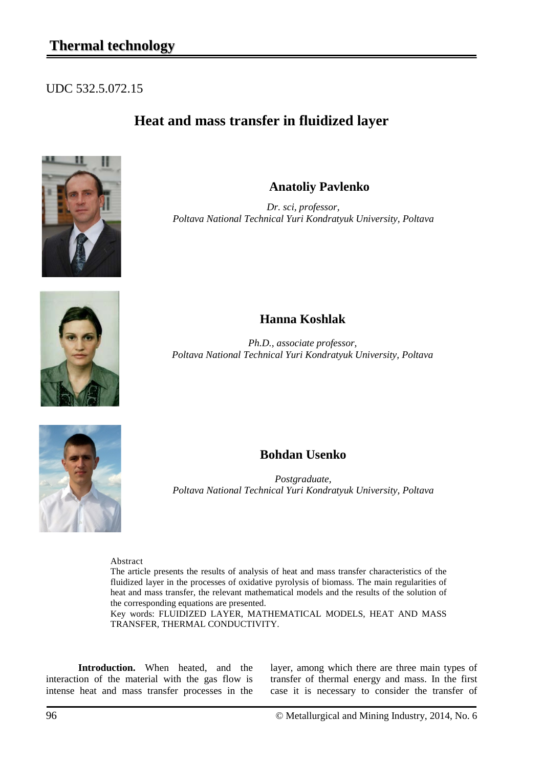**Thermal technology**

UDC 532.5.072.15

# Heat and mass transfer in fluidized layer

## Anatoliy Pavlenko

*Dr. sci, professor,*
*Poltava National Technical Yuri Kondratyuk University, Poltava*

## Hanna Koshlak

*Ph.D., associate professor,*
*Poltava National Technical Yuri Kondratyuk University, Poltava*

## Bohdan Usenko

*Postgraduate,*
*Poltava National Technical Yuri Kondratyuk University, Poltava*

Abstract

The article presents the results of analysis of heat and mass transfer characteristics of the fluidized layer in the processes of oxidative pyrolysis of biomass. The main regularities of heat and mass transfer, the relevant mathematical models and the results of the solution of the corresponding equations are presented.

Key words: FLUIDIZED LAYER, MATHEMATICAL MODELS, HEAT AND MASS TRANSFER, THERMAL CONDUCTIVITY.

**Introduction.** When heated, and the interaction of the material with the gas flow is intense heat and mass transfer processes in the layer, among which there are three main types of transfer of thermal energy and mass. In the first case it is necessary to consider the transfer of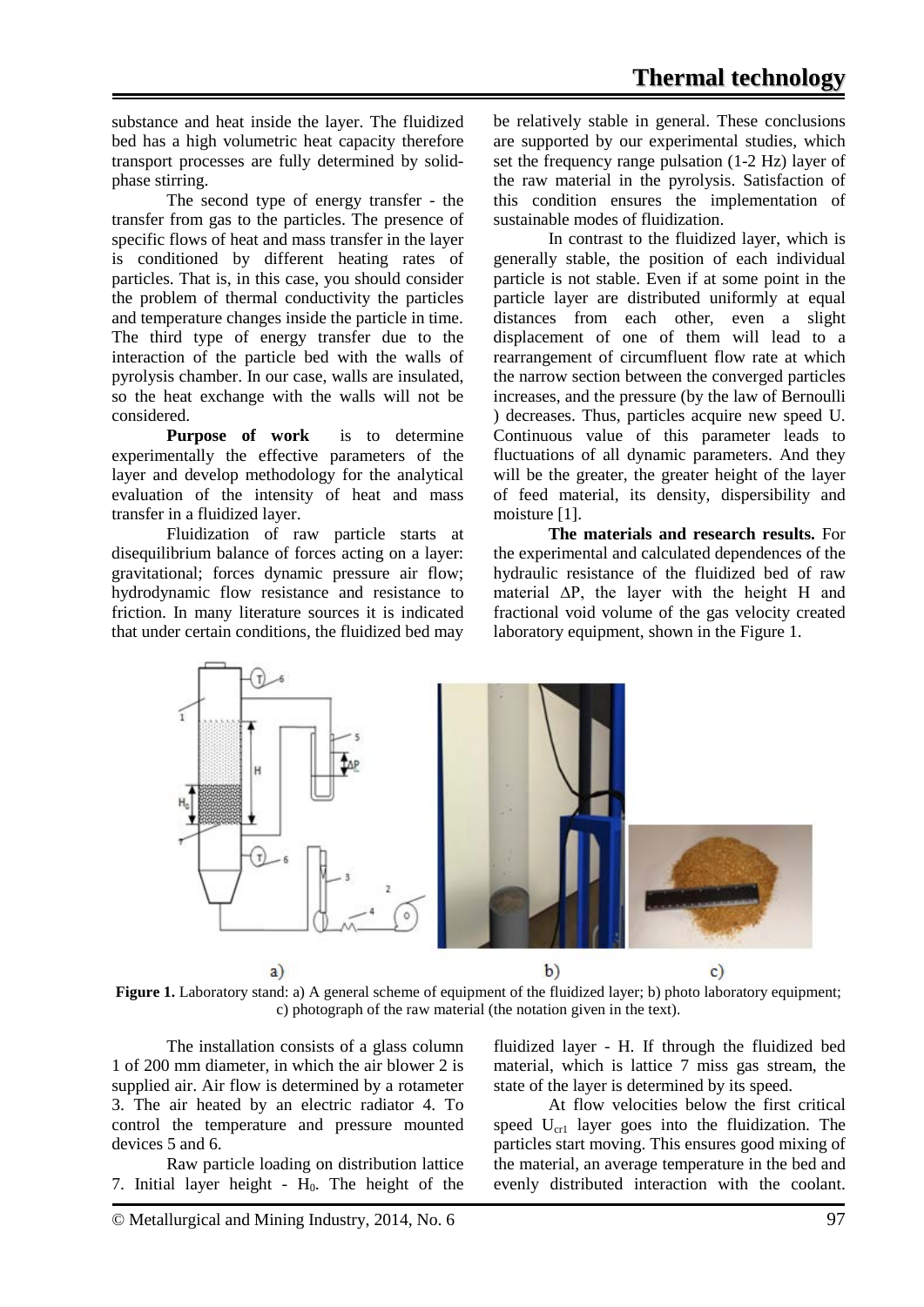substance and heat inside the layer. The fluidized bed has a high volumetric heat capacity therefore transport processes are fully determined by solid-phase stirring.

The second type of energy transfer - the transfer from gas to the particles. The presence of specific flows of heat and mass transfer in the layer is conditioned by different heating rates of particles. That is, in this case, you should consider the problem of thermal conductivity the particles and temperature changes inside the particle in time. The third type of energy transfer due to the interaction of the particle bed with the walls of pyrolysis chamber. In our case, walls are insulated, so the heat exchange with the walls will not be considered.

**Purpose of work** is to determine experimentally the effective parameters of the layer and develop methodology for the analytical evaluation of the intensity of heat and mass transfer in a fluidized layer.

Fluidization of raw particle starts at disequilibrium balance of forces acting on a layer: gravitational; forces dynamic pressure air flow; hydrodynamic flow resistance and resistance to friction. In many literature sources it is indicated that under certain conditions, the fluidized bed may be relatively stable in general. These conclusions are supported by our experimental studies, which set the frequency range pulsation (1-2 Hz) layer of the raw material in the pyrolysis. Satisfaction of this condition ensures the implementation of sustainable modes of fluidization.

In contrast to the fluidized layer, which is generally stable, the position of each individual particle is not stable. Even if at some point in the particle layer are distributed uniformly at equal distances from each other, even a slight displacement of one of them will lead to a rearrangement of circumfluent flow rate at which the narrow section between the converged particles increases, and the pressure (by the law of Bernoulli ) decreases. Thus, particles acquire new speed U. Continuous value of this parameter leads to fluctuations of all dynamic parameters. And they will be the greater, the greater height of the layer of feed material, its density, dispersibility and moisture [1].

**The materials and research results.** For the experimental and calculated dependences of the hydraulic resistance of the fluidized bed of raw material $\Delta P$, the layer with the height H and fractional void volume of the gas velocity created laboratory equipment, shown in the Figure 1.

**Figure 1.** Laboratory stand: a) A general scheme of equipment of the fluidized layer; b) photo laboratory equipment; c) photograph of the raw material (the notation given in the text).

The installation consists of a glass column 1 of 200 mm diameter, in which the air blower 2 is supplied air. Air flow is determined by a rotameter 3. The air heated by an electric radiator 4. To control the temperature and pressure mounted devices 5 and 6.

Raw particle loading on distribution lattice 7. Initial layer height - $H_0$. The height of the fluidized layer - H. If through the fluidized bed material, which is lattice 7 miss gas stream, the state of the layer is determined by its speed.

At flow velocities below the first critical speed $U_{cr1}$ layer goes into the fluidization. The particles start moving. This ensures good mixing of the material, an average temperature in the bed and evenly distributed interaction with the coolant.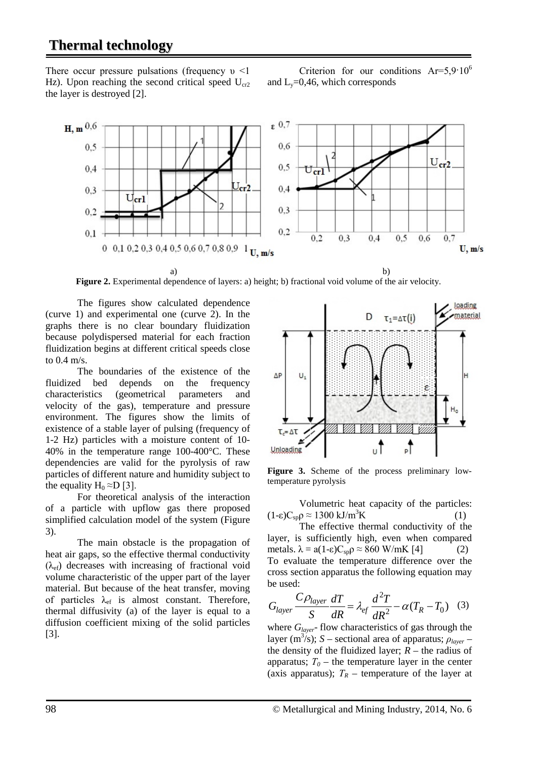There occur pressure pulsations (frequency υ <1 Hz). Upon reaching the second critical speed $U_{cr2}$ the layer is destroyed [2].

Criterion for our conditions $Ar=5{,}9 \cdot 10^6$ and $L_y=0{,}46$, which corresponds

a) b)

**Figure 2.** Experimental dependence of layers: a) height; b) fractional void volume of the air velocity.

The figures show calculated dependence (curve 1) and experimental one (curve 2). In the graphs there is no clear boundary fluidization because polydispersed material for each fraction fluidization begins at different critical speeds close to 0.4 m/s.

The boundaries of the existence of the fluidized bed depends on the frequency characteristics (geometrical parameters and velocity of the gas), temperature and pressure environment. The figures show the limits of existence of a stable layer of pulsing (frequency of 1-2 Hz) particles with a moisture content of 10-40% in the temperature range 100-400°C. These dependencies are valid for the pyrolysis of raw particles of different nature and humidity subject to the equality $H_0 \approx D$ [3].

For theoretical analysis of the interaction of a particle with upflow gas there proposed simplified calculation model of the system (Figure 3).

The main obstacle is the propagation of heat air gaps, so the effective thermal conductivity ($\lambda_{ef}$) decreases with increasing of fractional void volume characteristic of the upper part of the layer material. But because of the heat transfer, moving of particles $\lambda_{ef}$ is almost constant. Therefore, thermal diffusivity (a) of the layer is equal to a diffusion coefficient mixing of the solid particles [3].

**Figure 3.** Scheme of the process preliminary low-temperature pyrolysis

Volumetric heat capacity of the particles: $(1-\varepsilon)C_{sp}\rho \approx 1300$ kJ/m$^3$K (1)

The effective thermal conductivity of the layer, is sufficiently high, even when compared metals. $\lambda = a(1-\varepsilon)C_{sp}\rho \approx 860$ W/mK [4] (2)

To evaluate the temperature difference over the cross section apparatus the following equation may be used:

$$G_{layer}\frac{C\rho_{layer}}{S}\frac{dT}{dR} = \lambda_{ef}\frac{d^2T}{dR^2} - \alpha(T_R - T_0) \quad (3)$$

where $G_{layer}$- flow characteristics of gas through the layer (m$^3$/s); $S$ – sectional area of apparatus; $\rho_{layer}$ – the density of the fluidized layer; $R$ – the radius of apparatus; $T_0$ – the temperature layer in the center (axis apparatus); $T_R$ – temperature of the layer at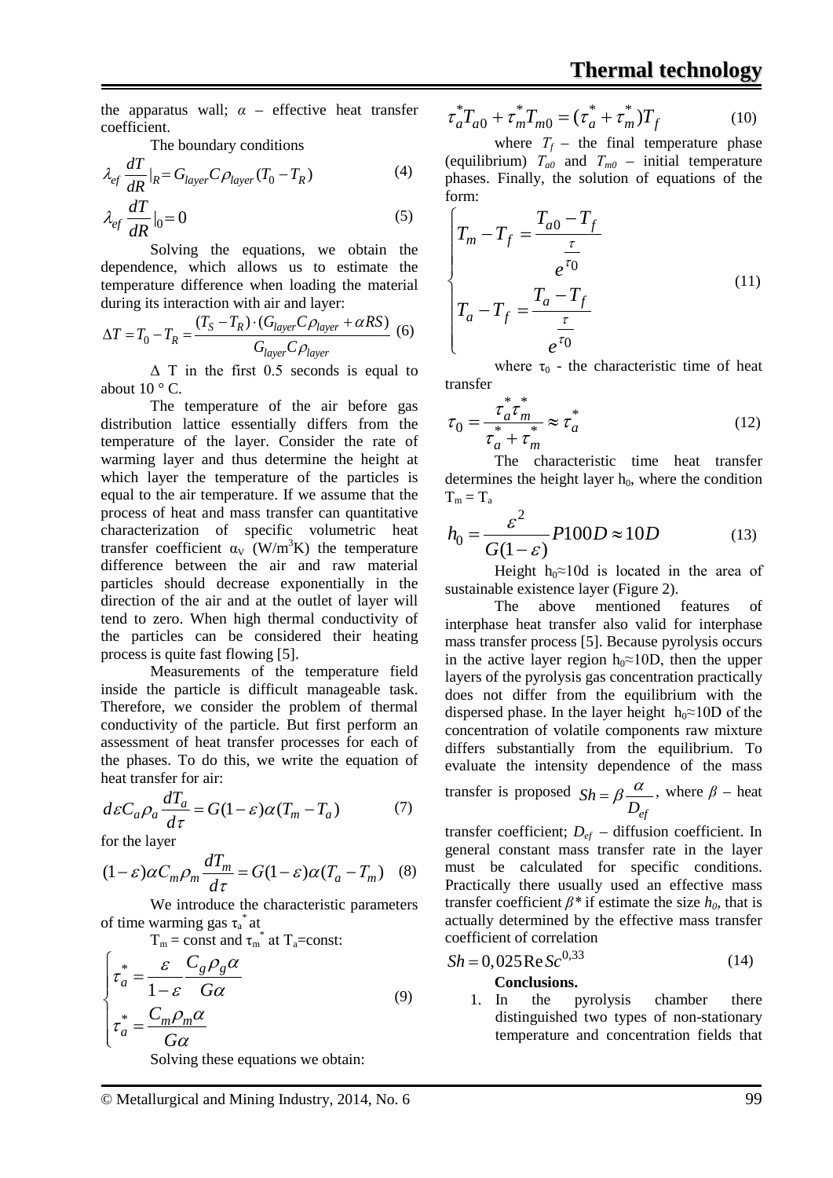the apparatus wall; $\alpha$ – effective heat transfer coefficient.

The boundary conditions

$$\lambda_{ef}\frac{dT}{dR}|_{R}=G_{layer}C\rho_{layer}(T_0-T_R) \quad (4)$$

$$\lambda_{ef}\frac{dT}{dR}|_{0}=0 \quad (5)$$

Solving the equations, we obtain the dependence, which allows us to estimate the temperature difference when loading the material during its interaction with air and layer:

$$\Delta T = T_0 - T_R = \frac{(T_S - T_R)\cdot(G_{layer}C\rho_{layer}+\alpha RS)}{G_{layer}C\rho_{layer}} \quad (6)$$

$\Delta$ T in the first 0.5 seconds is equal to about 10 ° C.

The temperature of the air before gas distribution lattice essentially differs from the temperature of the layer. Consider the rate of warming layer and thus determine the height at which layer the temperature of the particles is equal to the air temperature. If we assume that the process of heat and mass transfer can quantitative characterization of specific volumetric heat transfer coefficient $\alpha_V$ (W/m$^3$K) the temperature difference between the air and raw material particles should decrease exponentially in the direction of the air and at the outlet of layer will tend to zero. When high thermal conductivity of the particles can be considered their heating process is quite fast flowing [5].

Measurements of the temperature field inside the particle is difficult manageable task. Therefore, we consider the problem of thermal conductivity of the particle. But first perform an assessment of heat transfer processes for each of the phases. To do this, we write the equation of heat transfer for air:

$$d\varepsilon C_a\rho_a\frac{dT_a}{d\tau}=G(1-\varepsilon)\alpha(T_m-T_a) \quad (7)$$

for the layer

$$(1-\varepsilon)\alpha C_m\rho_m\frac{dT_m}{d\tau}=G(1-\varepsilon)\alpha(T_a-T_m) \quad (8)$$

We introduce the characteristic parameters of time warming gas $\tau_a^*$ at

$T_m$ = const and $\tau_m^*$ at $T_a$=const:

$$\begin{cases}\tau_a^*=\dfrac{\varepsilon}{1-\varepsilon}\dfrac{C_g\rho_g\alpha}{G\alpha}\\ \tau_a^*=\dfrac{C_m\rho_m\alpha}{G\alpha}\end{cases} \quad (9)$$

Solving these equations we obtain:

$$\tau_a^*T_{a0}+\tau_m^*T_{m0}=(\tau_a^*+\tau_m^*)T_f \quad (10)$$

where $T_f$ – the final temperature phase (equilibrium) $T_{a0}$ and $T_{m0}$ – initial temperature phases. Finally, the solution of equations of the form:

$$\begin{cases}T_m-T_f=\dfrac{T_{a0}-T_f}{e^{\frac{\tau}{\tau_0}}}\\ T_a-T_f=\dfrac{T_a-T_f}{e^{\frac{\tau}{\tau_0}}}\end{cases} \quad (11)$$

where $\tau_0$ - the characteristic time of heat transfer

$$\tau_0=\frac{\tau_a^*\tau_m^*}{\tau_a^*+\tau_m^*}\approx\tau_a^* \quad (12)$$

The characteristic time heat transfer determines the height layer $h_0$, where the condition $T_m = T_a$

$$h_0=\frac{\varepsilon^2}{G(1-\varepsilon)}P100D\approx 10D \quad (13)$$

Height $h_0$≈10d is located in the area of sustainable existence layer (Figure 2).

The above mentioned features of interphase heat transfer also valid for interphase mass transfer process [5]. Because pyrolysis occurs in the active layer region $h_0$≈10D, then the upper layers of the pyrolysis gas concentration practically does not differ from the equilibrium with the dispersed phase. In the layer height $h_0$≈10D of the concentration of volatile components raw mixture differs substantially from the equilibrium. To evaluate the intensity dependence of the mass transfer is proposed $Sh=\beta\frac{\alpha}{D_{ef}}$, where $\beta$ – heat transfer coefficient; $D_{ef}$ – diffusion coefficient. In general constant mass transfer rate in the layer must be calculated for specific conditions. Practically there usually used an effective mass transfer coefficient $\beta^*$ if estimate the size $h_0$, that is actually determined by the effective mass transfer coefficient of correlation

$$Sh=0{,}025\,\mathrm{Re}\,Sc^{0{,}33} \quad (14)$$

**Conclusions.**

1. In the pyrolysis chamber there distinguished two types of non-stationary temperature and concentration fields that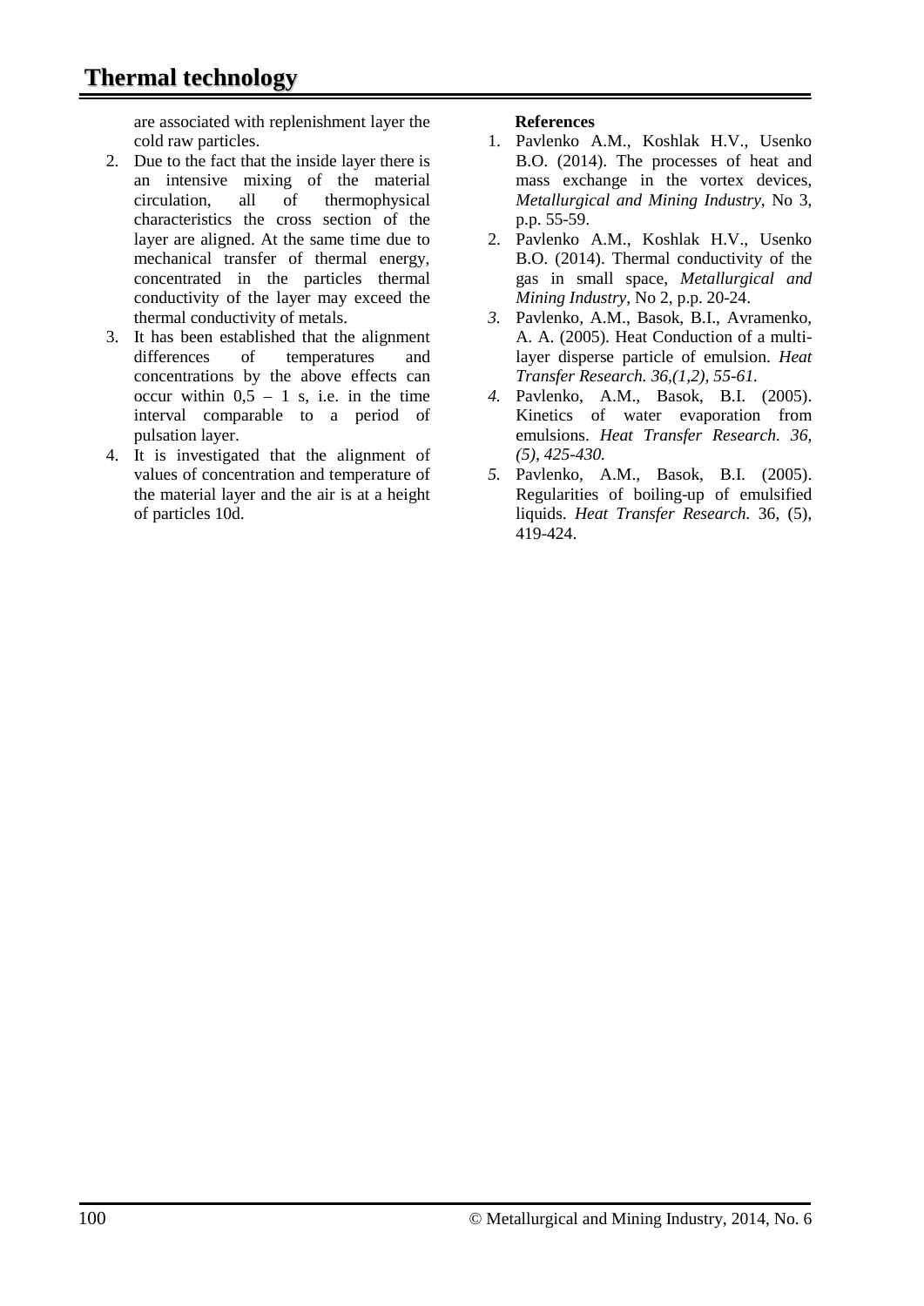are associated with replenishment layer the cold raw particles.

2. Due to the fact that the inside layer there is an intensive mixing of the material circulation, all of thermophysical characteristics the cross section of the layer are aligned. At the same time due to mechanical transfer of thermal energy, concentrated in the particles thermal conductivity of the layer may exceed the thermal conductivity of metals.
3. It has been established that the alignment differences of temperatures and concentrations by the above effects can occur within 0,5 – 1 s, i.e. in the time interval comparable to a period of pulsation layer.
4. It is investigated that the alignment of values of concentration and temperature of the material layer and the air is at a height of particles 10d.

**References**

1. Pavlenko A.M., Koshlak H.V., Usenko B.O. (2014). The processes of heat and mass exchange in the vortex devices, *Metallurgical and Mining Industry*, No 3, p.p. 55-59.
2. Pavlenko A.M., Koshlak H.V., Usenko B.O. (2014). Thermal conductivity of the gas in small space, *Metallurgical and Mining Industry*, No 2, p.p. 20-24.
3. Pavlenko, A.M., Basok, B.I., Avramenko, A. A. (2005). Heat Conduction of a multi-layer disperse particle of emulsion. *Heat Transfer Research. 36,(1,2), 55-61.*
4. Pavlenko, A.M., Basok, B.I. (2005). Kinetics of water evaporation from emulsions. *Heat Transfer Research. 36, (5), 425-430.*
5. Pavlenko, A.M., Basok, B.I. (2005). Regularities of boiling-up of emulsified liquids. *Heat Transfer Research.* 36, (5), 419-424.